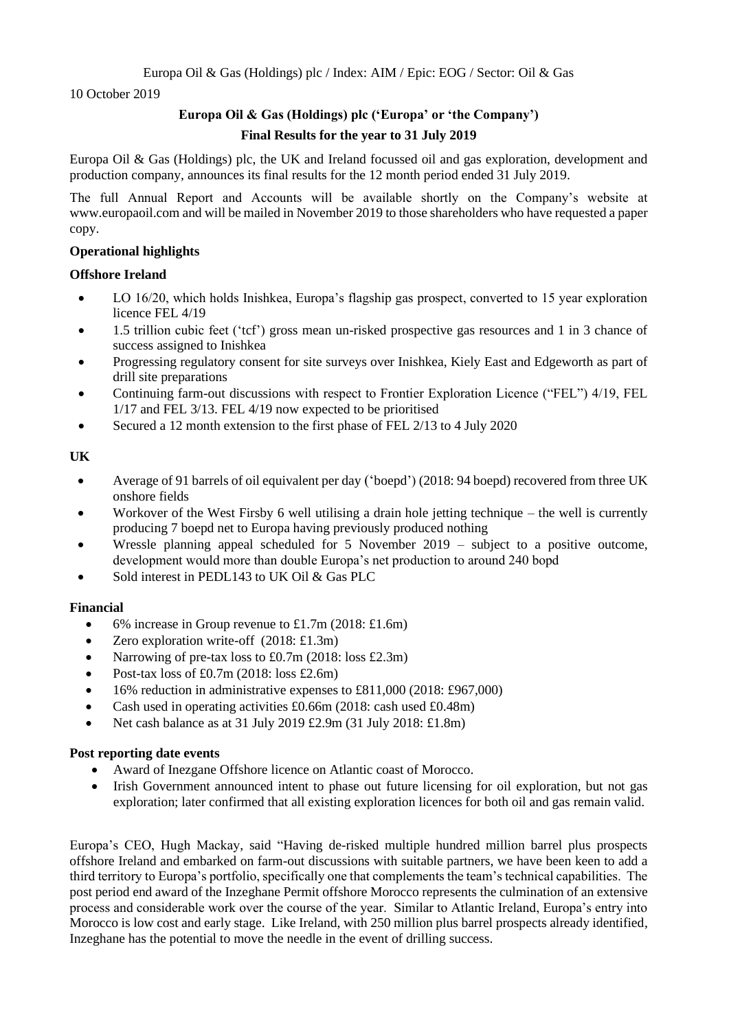Europa Oil & Gas (Holdings) plc / Index: AIM / Epic: EOG / Sector: Oil & Gas

10 October 2019

**Europa Oil & Gas (Holdings) plc ('Europa' or 'the Company')**

**Final Results for the year to 31 July 2019**

Europa Oil & Gas (Holdings) plc, the UK and Ireland focussed oil and gas exploration, development and production company, announces its final results for the 12 month period ended 31 July 2019.

The full Annual Report and Accounts will be available shortly on the Company's website at www.europaoil.com and will be mailed in November 2019 to those shareholders who have requested a paper copy.

**Operational highlights**

**Offshore Ireland**

- LO 16/20, which holds Inishkea, Europa's flagship gas prospect, converted to 15 year exploration licence FEL 4/19
- 1.5 trillion cubic feet ('tcf') gross mean un-risked prospective gas resources and 1 in 3 chance of success assigned to Inishkea
- Progressing regulatory consent for site surveys over Inishkea, Kiely East and Edgeworth as part of drill site preparations
- Continuing farm-out discussions with respect to Frontier Exploration Licence ("FEL") 4/19, FEL 1/17 and FEL 3/13. FEL 4/19 now expected to be prioritised
- Secured a 12 month extension to the first phase of FEL 2/13 to 4 July 2020

**UK**

- Average of 91 barrels of oil equivalent per day ('boepd') (2018: 94 boepd) recovered from three UK onshore fields
- Workover of the West Firsby 6 well utilising a drain hole jetting technique – the well is currently producing 7 boepd net to Europa having previously produced nothing
- Wressle planning appeal scheduled for 5 November 2019 – subject to a positive outcome, development would more than double Europa's net production to around 240 bopd
- Sold interest in PEDL143 to UK Oil & Gas PLC

**Financial**

- 6% increase in Group revenue to £1.7m (2018: £1.6m)
- Zero exploration write-off (2018: £1.3m)
- Narrowing of pre-tax loss to £0.7m (2018: loss £2.3m)
- Post-tax loss of £0.7m (2018: loss £2.6m)
- 16% reduction in administrative expenses to £811,000 (2018: £967,000)
- Cash used in operating activities £0.66m (2018: cash used £0.48m)
- Net cash balance as at 31 July 2019 £2.9m (31 July 2018: £1.8m)

**Post reporting date events**

- Award of Inezgane Offshore licence on Atlantic coast of Morocco.
- Irish Government announced intent to phase out future licensing for oil exploration, but not gas exploration; later confirmed that all existing exploration licences for both oil and gas remain valid.

Europa's CEO, Hugh Mackay, said "Having de-risked multiple hundred million barrel plus prospects offshore Ireland and embarked on farm-out discussions with suitable partners, we have been keen to add a third territory to Europa's portfolio, specifically one that complements the team's technical capabilities. The post period end award of the Inzeghane Permit offshore Morocco represents the culmination of an extensive process and considerable work over the course of the year. Similar to Atlantic Ireland, Europa's entry into Morocco is low cost and early stage. Like Ireland, with 250 million plus barrel prospects already identified, Inzeghane has the potential to move the needle in the event of drilling success.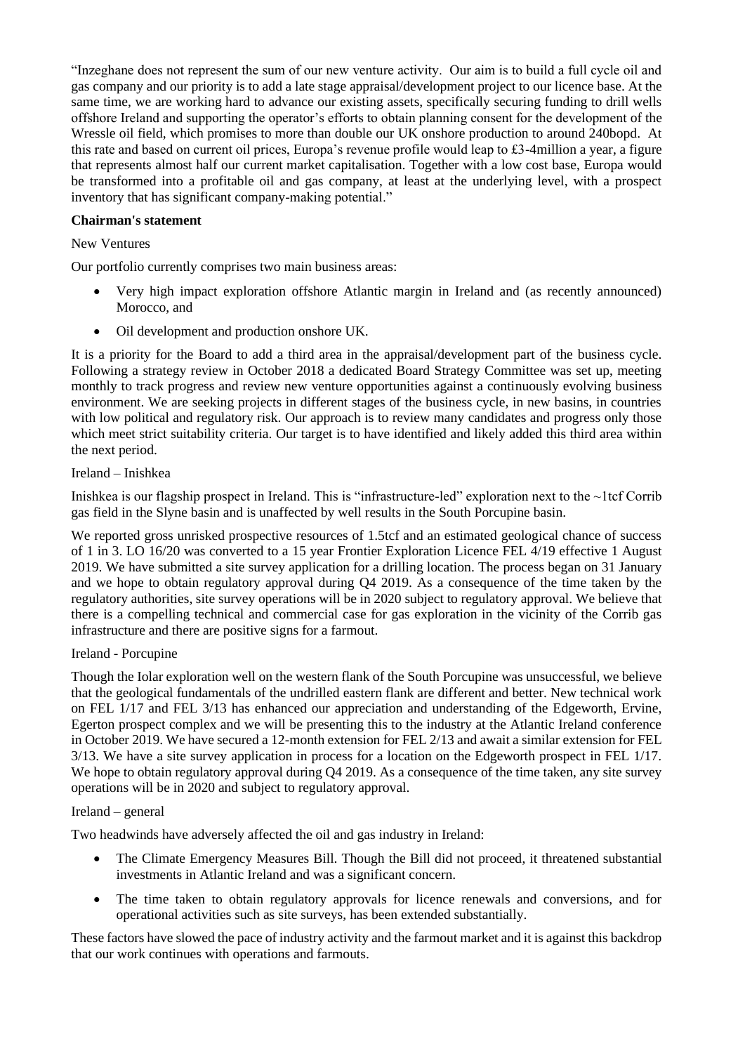"Inzeghane does not represent the sum of our new venture activity. Our aim is to build a full cycle oil and gas company and our priority is to add a late stage appraisal/development project to our licence base. At the same time, we are working hard to advance our existing assets, specifically securing funding to drill wells offshore Ireland and supporting the operator's efforts to obtain planning consent for the development of the Wressle oil field, which promises to more than double our UK onshore production to around 240bopd. At this rate and based on current oil prices, Europa's revenue profile would leap to £3-4million a year, a figure that represents almost half our current market capitalisation. Together with a low cost base, Europa would be transformed into a profitable oil and gas company, at least at the underlying level, with a prospect inventory that has significant company-making potential."

**Chairman's statement**

New Ventures

Our portfolio currently comprises two main business areas:

- Very high impact exploration offshore Atlantic margin in Ireland and (as recently announced) Morocco, and
- Oil development and production onshore UK.

It is a priority for the Board to add a third area in the appraisal/development part of the business cycle. Following a strategy review in October 2018 a dedicated Board Strategy Committee was set up, meeting monthly to track progress and review new venture opportunities against a continuously evolving business environment. We are seeking projects in different stages of the business cycle, in new basins, in countries with low political and regulatory risk. Our approach is to review many candidates and progress only those which meet strict suitability criteria. Our target is to have identified and likely added this third area within the next period.

Ireland – Inishkea

Inishkea is our flagship prospect in Ireland. This is "infrastructure-led" exploration next to the ~1tcf Corrib gas field in the Slyne basin and is unaffected by well results in the South Porcupine basin.

We reported gross unrisked prospective resources of 1.5tcf and an estimated geological chance of success of 1 in 3. LO 16/20 was converted to a 15 year Frontier Exploration Licence FEL 4/19 effective 1 August 2019. We have submitted a site survey application for a drilling location. The process began on 31 January and we hope to obtain regulatory approval during Q4 2019. As a consequence of the time taken by the regulatory authorities, site survey operations will be in 2020 subject to regulatory approval. We believe that there is a compelling technical and commercial case for gas exploration in the vicinity of the Corrib gas infrastructure and there are positive signs for a farmout.

Ireland - Porcupine

Though the Iolar exploration well on the western flank of the South Porcupine was unsuccessful, we believe that the geological fundamentals of the undrilled eastern flank are different and better. New technical work on FEL 1/17 and FEL 3/13 has enhanced our appreciation and understanding of the Edgeworth, Ervine, Egerton prospect complex and we will be presenting this to the industry at the Atlantic Ireland conference in October 2019. We have secured a 12-month extension for FEL 2/13 and await a similar extension for FEL 3/13. We have a site survey application in process for a location on the Edgeworth prospect in FEL 1/17. We hope to obtain regulatory approval during Q4 2019. As a consequence of the time taken, any site survey operations will be in 2020 and subject to regulatory approval.

Ireland – general

Two headwinds have adversely affected the oil and gas industry in Ireland:

- The Climate Emergency Measures Bill. Though the Bill did not proceed, it threatened substantial investments in Atlantic Ireland and was a significant concern.
- The time taken to obtain regulatory approvals for licence renewals and conversions, and for operational activities such as site surveys, has been extended substantially.

These factors have slowed the pace of industry activity and the farmout market and it is against this backdrop that our work continues with operations and farmouts.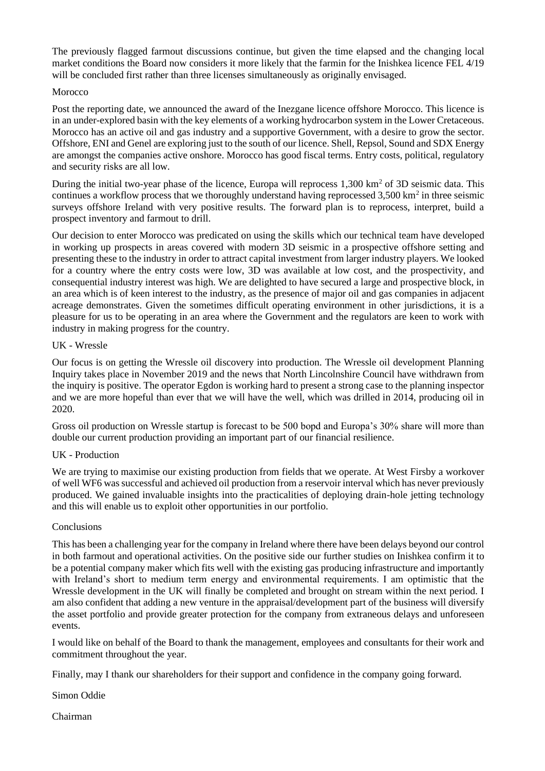The previously flagged farmout discussions continue, but given the time elapsed and the changing local market conditions the Board now considers it more likely that the farmin for the Inishkea licence FEL 4/19 will be concluded first rather than three licenses simultaneously as originally envisaged.

### Morocco

Post the reporting date, we announced the award of the Inezgane licence offshore Morocco. This licence is in an under-explored basin with the key elements of a working hydrocarbon system in the Lower Cretaceous. Morocco has an active oil and gas industry and a supportive Government, with a desire to grow the sector. Offshore, ENI and Genel are exploring just to the south of our licence. Shell, Repsol, Sound and SDX Energy are amongst the companies active onshore. Morocco has good fiscal terms. Entry costs, political, regulatory and security risks are all low.

During the initial two-year phase of the licence, Europa will reprocess 1,300 km$^2$ of 3D seismic data. This continues a workflow process that we thoroughly understand having reprocessed 3,500 km$^2$ in three seismic surveys offshore Ireland with very positive results. The forward plan is to reprocess, interpret, build a prospect inventory and farmout to drill.

Our decision to enter Morocco was predicated on using the skills which our technical team have developed in working up prospects in areas covered with modern 3D seismic in a prospective offshore setting and presenting these to the industry in order to attract capital investment from larger industry players. We looked for a country where the entry costs were low, 3D was available at low cost, and the prospectivity, and consequential industry interest was high. We are delighted to have secured a large and prospective block, in an area which is of keen interest to the industry, as the presence of major oil and gas companies in adjacent acreage demonstrates. Given the sometimes difficult operating environment in other jurisdictions, it is a pleasure for us to be operating in an area where the Government and the regulators are keen to work with industry in making progress for the country.

### UK - Wressle

Our focus is on getting the Wressle oil discovery into production. The Wressle oil development Planning Inquiry takes place in November 2019 and the news that North Lincolnshire Council have withdrawn from the inquiry is positive. The operator Egdon is working hard to present a strong case to the planning inspector and we are more hopeful than ever that we will have the well, which was drilled in 2014, producing oil in 2020.

Gross oil production on Wressle startup is forecast to be 500 bopd and Europa's 30% share will more than double our current production providing an important part of our financial resilience.

### UK - Production

We are trying to maximise our existing production from fields that we operate. At West Firsby a workover of well WF6 was successful and achieved oil production from a reservoir interval which has never previously produced. We gained invaluable insights into the practicalities of deploying drain-hole jetting technology and this will enable us to exploit other opportunities in our portfolio.

### Conclusions

This has been a challenging year for the company in Ireland where there have been delays beyond our control in both farmout and operational activities. On the positive side our further studies on Inishkea confirm it to be a potential company maker which fits well with the existing gas producing infrastructure and importantly with Ireland's short to medium term energy and environmental requirements. I am optimistic that the Wressle development in the UK will finally be completed and brought on stream within the next period. I am also confident that adding a new venture in the appraisal/development part of the business will diversify the asset portfolio and provide greater protection for the company from extraneous delays and unforeseen events.

I would like on behalf of the Board to thank the management, employees and consultants for their work and commitment throughout the year.

Finally, may I thank our shareholders for their support and confidence in the company going forward.

Simon Oddie

Chairman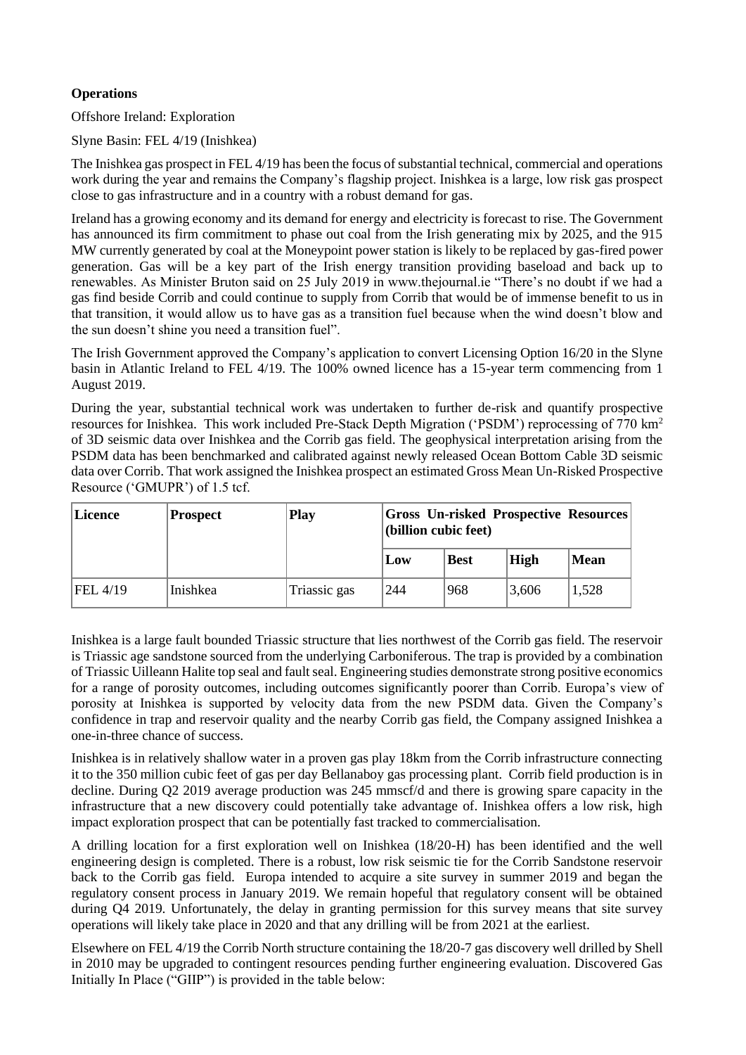**Operations**

Offshore Ireland: Exploration

Slyne Basin: FEL 4/19 (Inishkea)

The Inishkea gas prospect in FEL 4/19 has been the focus of substantial technical, commercial and operations work during the year and remains the Company's flagship project. Inishkea is a large, low risk gas prospect close to gas infrastructure and in a country with a robust demand for gas.

Ireland has a growing economy and its demand for energy and electricity is forecast to rise. The Government has announced its firm commitment to phase out coal from the Irish generating mix by 2025, and the 915 MW currently generated by coal at the Moneypoint power station is likely to be replaced by gas-fired power generation. Gas will be a key part of the Irish energy transition providing baseload and back up to renewables. As Minister Bruton said on 25 July 2019 in www.thejournal.ie "There's no doubt if we had a gas find beside Corrib and could continue to supply from Corrib that would be of immense benefit to us in that transition, it would allow us to have gas as a transition fuel because when the wind doesn't blow and the sun doesn't shine you need a transition fuel".

The Irish Government approved the Company's application to convert Licensing Option 16/20 in the Slyne basin in Atlantic Ireland to FEL 4/19. The 100% owned licence has a 15-year term commencing from 1 August 2019.

During the year, substantial technical work was undertaken to further de-risk and quantify prospective resources for Inishkea. This work included Pre-Stack Depth Migration ('PSDM') reprocessing of 770 km$^2$ of 3D seismic data over Inishkea and the Corrib gas field. The geophysical interpretation arising from the PSDM data has been benchmarked and calibrated against newly released Ocean Bottom Cable 3D seismic data over Corrib. That work assigned the Inishkea prospect an estimated Gross Mean Un-Risked Prospective Resource ('GMUPR') of 1.5 tcf.

| Licence | Prospect | Play | Gross Un-risked Prospective Resources (billion cubic feet) | | | |
|---|---|---|---|---|---|---|
| | | | Low | Best | High | Mean |
| FEL 4/19 | Inishkea | Triassic gas | 244 | 968 | 3,606 | 1,528 |

Inishkea is a large fault bounded Triassic structure that lies northwest of the Corrib gas field. The reservoir is Triassic age sandstone sourced from the underlying Carboniferous. The trap is provided by a combination of Triassic Uilleann Halite top seal and fault seal. Engineering studies demonstrate strong positive economics for a range of porosity outcomes, including outcomes significantly poorer than Corrib. Europa's view of porosity at Inishkea is supported by velocity data from the new PSDM data. Given the Company's confidence in trap and reservoir quality and the nearby Corrib gas field, the Company assigned Inishkea a one-in-three chance of success.

Inishkea is in relatively shallow water in a proven gas play 18km from the Corrib infrastructure connecting it to the 350 million cubic feet of gas per day Bellanaboy gas processing plant. Corrib field production is in decline. During Q2 2019 average production was 245 mmscf/d and there is growing spare capacity in the infrastructure that a new discovery could potentially take advantage of. Inishkea offers a low risk, high impact exploration prospect that can be potentially fast tracked to commercialisation.

A drilling location for a first exploration well on Inishkea (18/20-H) has been identified and the well engineering design is completed. There is a robust, low risk seismic tie for the Corrib Sandstone reservoir back to the Corrib gas field. Europa intended to acquire a site survey in summer 2019 and began the regulatory consent process in January 2019. We remain hopeful that regulatory consent will be obtained during Q4 2019. Unfortunately, the delay in granting permission for this survey means that site survey operations will likely take place in 2020 and that any drilling will be from 2021 at the earliest.

Elsewhere on FEL 4/19 the Corrib North structure containing the 18/20-7 gas discovery well drilled by Shell in 2010 may be upgraded to contingent resources pending further engineering evaluation. Discovered Gas Initially In Place ("GIIP") is provided in the table below: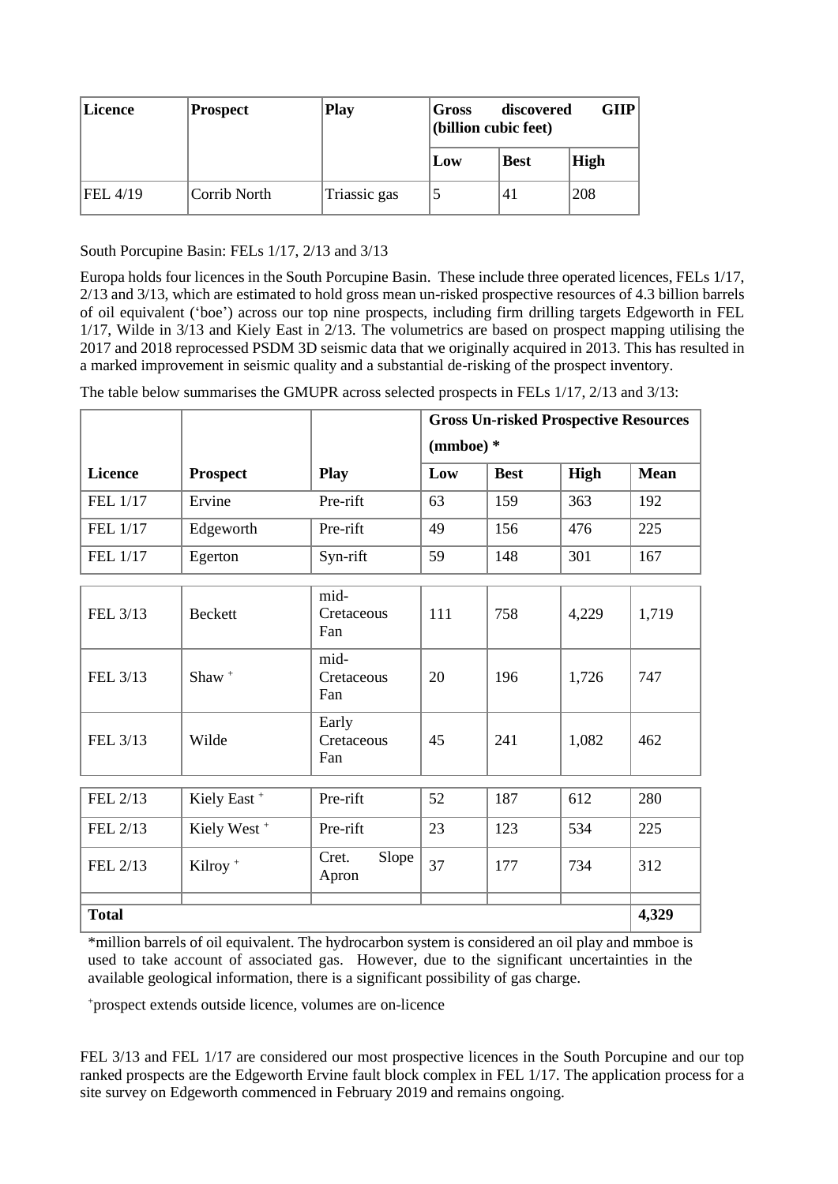| Licence | Prospect | Play | Gross discovered GIIP (billion cubic feet) | | |
|---|---|---|---|---|---|
| | | | Low | Best | High |
| FEL 4/19 | Corrib North | Triassic gas | 5 | 41 | 208 |

South Porcupine Basin: FELs 1/17, 2/13 and 3/13

Europa holds four licences in the South Porcupine Basin. These include three operated licences, FELs 1/17, 2/13 and 3/13, which are estimated to hold gross mean un-risked prospective resources of 4.3 billion barrels of oil equivalent ('boe') across our top nine prospects, including firm drilling targets Edgeworth in FEL 1/17, Wilde in 3/13 and Kiely East in 2/13. The volumetrics are based on prospect mapping utilising the 2017 and 2018 reprocessed PSDM 3D seismic data that we originally acquired in 2013. This has resulted in a marked improvement in seismic quality and a substantial de-risking of the prospect inventory.

The table below summarises the GMUPR across selected prospects in FELs 1/17, 2/13 and 3/13:

| | | | Gross Un-risked Prospective Resources (mmboe) * | | | |
|---|---|---|---|---|---|---|
| Licence | Prospect | Play | Low | Best | High | Mean |
| FEL 1/17 | Ervine | Pre-rift | 63 | 159 | 363 | 192 |
| FEL 1/17 | Edgeworth | Pre-rift | 49 | 156 | 476 | 225 |
| FEL 1/17 | Egerton | Syn-rift | 59 | 148 | 301 | 167 |
| FEL 3/13 | Beckett | mid-Cretaceous Fan | 111 | 758 | 4,229 | 1,719 |
| FEL 3/13 | Shaw + | mid-Cretaceous Fan | 20 | 196 | 1,726 | 747 |
| FEL 3/13 | Wilde | Early Cretaceous Fan | 45 | 241 | 1,082 | 462 |
| FEL 2/13 | Kiely East + | Pre-rift | 52 | 187 | 612 | 280 |
| FEL 2/13 | Kiely West + | Pre-rift | 23 | 123 | 534 | 225 |
| FEL 2/13 | Kilroy + | Cret. Slope Apron | 37 | 177 | 734 | 312 |
| **Total** | | | | | | **4,329** |

*million barrels of oil equivalent. The hydrocarbon system is considered an oil play and mmboe is used to take account of associated gas. However, due to the significant uncertainties in the available geological information, there is a significant possibility of gas charge.

+prospect extends outside licence, volumes are on-licence

FEL 3/13 and FEL 1/17 are considered our most prospective licences in the South Porcupine and our top ranked prospects are the Edgeworth Ervine fault block complex in FEL 1/17. The application process for a site survey on Edgeworth commenced in February 2019 and remains ongoing.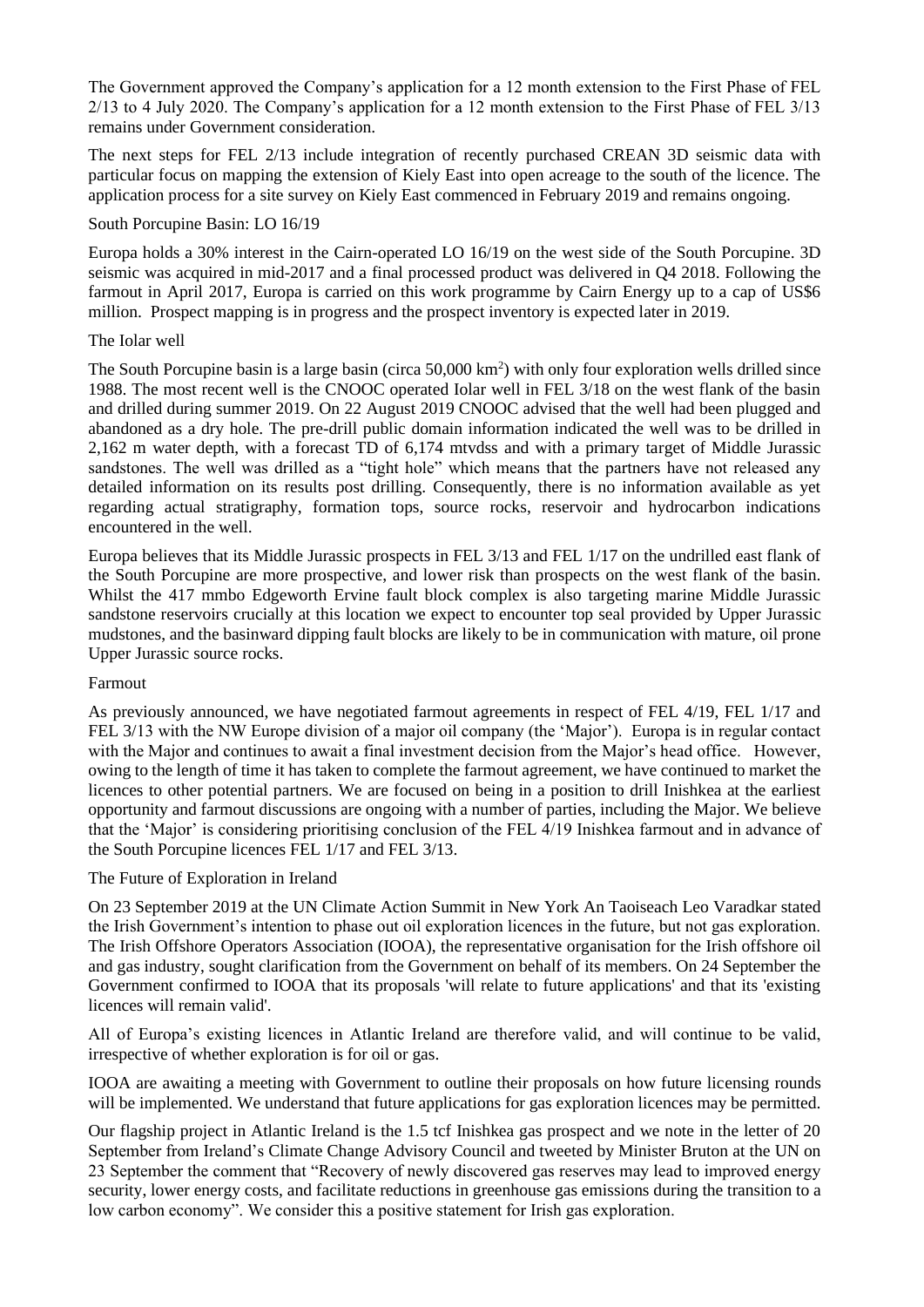The Government approved the Company's application for a 12 month extension to the First Phase of FEL 2/13 to 4 July 2020. The Company's application for a 12 month extension to the First Phase of FEL 3/13 remains under Government consideration.

The next steps for FEL 2/13 include integration of recently purchased CREAN 3D seismic data with particular focus on mapping the extension of Kiely East into open acreage to the south of the licence. The application process for a site survey on Kiely East commenced in February 2019 and remains ongoing.

South Porcupine Basin: LO 16/19

Europa holds a 30% interest in the Cairn-operated LO 16/19 on the west side of the South Porcupine. 3D seismic was acquired in mid-2017 and a final processed product was delivered in Q4 2018. Following the farmout in April 2017, Europa is carried on this work programme by Cairn Energy up to a cap of US$6 million. Prospect mapping is in progress and the prospect inventory is expected later in 2019.

The Iolar well

The South Porcupine basin is a large basin (circa 50,000 km$^2$) with only four exploration wells drilled since 1988. The most recent well is the CNOOC operated Iolar well in FEL 3/18 on the west flank of the basin and drilled during summer 2019. On 22 August 2019 CNOOC advised that the well had been plugged and abandoned as a dry hole. The pre-drill public domain information indicated the well was to be drilled in 2,162 m water depth, with a forecast TD of 6,174 mtvdss and with a primary target of Middle Jurassic sandstones. The well was drilled as a "tight hole" which means that the partners have not released any detailed information on its results post drilling. Consequently, there is no information available as yet regarding actual stratigraphy, formation tops, source rocks, reservoir and hydrocarbon indications encountered in the well.

Europa believes that its Middle Jurassic prospects in FEL 3/13 and FEL 1/17 on the undrilled east flank of the South Porcupine are more prospective, and lower risk than prospects on the west flank of the basin. Whilst the 417 mmbo Edgeworth Ervine fault block complex is also targeting marine Middle Jurassic sandstone reservoirs crucially at this location we expect to encounter top seal provided by Upper Jurassic mudstones, and the basinward dipping fault blocks are likely to be in communication with mature, oil prone Upper Jurassic source rocks.

Farmout

As previously announced, we have negotiated farmout agreements in respect of FEL 4/19, FEL 1/17 and FEL 3/13 with the NW Europe division of a major oil company (the 'Major'). Europa is in regular contact with the Major and continues to await a final investment decision from the Major's head office. However, owing to the length of time it has taken to complete the farmout agreement, we have continued to market the licences to other potential partners. We are focused on being in a position to drill Inishkea at the earliest opportunity and farmout discussions are ongoing with a number of parties, including the Major. We believe that the 'Major' is considering prioritising conclusion of the FEL 4/19 Inishkea farmout and in advance of the South Porcupine licences FEL 1/17 and FEL 3/13.

The Future of Exploration in Ireland

On 23 September 2019 at the UN Climate Action Summit in New York An Taoiseach Leo Varadkar stated the Irish Government's intention to phase out oil exploration licences in the future, but not gas exploration. The Irish Offshore Operators Association (IOOA), the representative organisation for the Irish offshore oil and gas industry, sought clarification from the Government on behalf of its members. On 24 September the Government confirmed to IOOA that its proposals 'will relate to future applications' and that its 'existing licences will remain valid'.

All of Europa's existing licences in Atlantic Ireland are therefore valid, and will continue to be valid, irrespective of whether exploration is for oil or gas.

IOOA are awaiting a meeting with Government to outline their proposals on how future licensing rounds will be implemented. We understand that future applications for gas exploration licences may be permitted.

Our flagship project in Atlantic Ireland is the 1.5 tcf Inishkea gas prospect and we note in the letter of 20 September from Ireland's Climate Change Advisory Council and tweeted by Minister Bruton at the UN on 23 September the comment that "Recovery of newly discovered gas reserves may lead to improved energy security, lower energy costs, and facilitate reductions in greenhouse gas emissions during the transition to a low carbon economy". We consider this a positive statement for Irish gas exploration.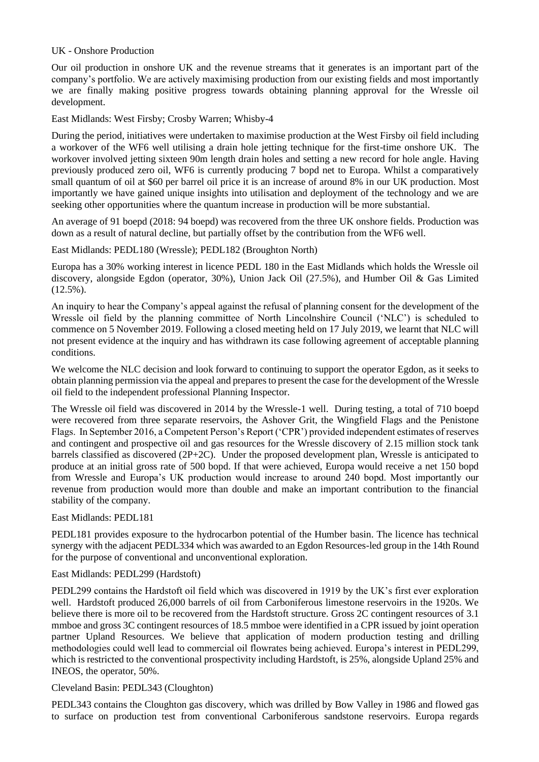## UK - Onshore Production

Our oil production in onshore UK and the revenue streams that it generates is an important part of the company's portfolio. We are actively maximising production from our existing fields and most importantly we are finally making positive progress towards obtaining planning approval for the Wressle oil development.

### East Midlands: West Firsby; Crosby Warren; Whisby-4

During the period, initiatives were undertaken to maximise production at the West Firsby oil field including a workover of the WF6 well utilising a drain hole jetting technique for the first-time onshore UK. The workover involved jetting sixteen 90m length drain holes and setting a new record for hole angle. Having previously produced zero oil, WF6 is currently producing 7 bopd net to Europa. Whilst a comparatively small quantum of oil at $60 per barrel oil price it is an increase of around 8% in our UK production. Most importantly we have gained unique insights into utilisation and deployment of the technology and we are seeking other opportunities where the quantum increase in production will be more substantial.

An average of 91 boepd (2018: 94 boepd) was recovered from the three UK onshore fields. Production was down as a result of natural decline, but partially offset by the contribution from the WF6 well.

### East Midlands: PEDL180 (Wressle); PEDL182 (Broughton North)

Europa has a 30% working interest in licence PEDL 180 in the East Midlands which holds the Wressle oil discovery, alongside Egdon (operator, 30%), Union Jack Oil (27.5%), and Humber Oil & Gas Limited (12.5%).

An inquiry to hear the Company's appeal against the refusal of planning consent for the development of the Wressle oil field by the planning committee of North Lincolnshire Council ('NLC') is scheduled to commence on 5 November 2019. Following a closed meeting held on 17 July 2019, we learnt that NLC will not present evidence at the inquiry and has withdrawn its case following agreement of acceptable planning conditions.

We welcome the NLC decision and look forward to continuing to support the operator Egdon, as it seeks to obtain planning permission via the appeal and prepares to present the case for the development of the Wressle oil field to the independent professional Planning Inspector.

The Wressle oil field was discovered in 2014 by the Wressle-1 well. During testing, a total of 710 boepd were recovered from three separate reservoirs, the Ashover Grit, the Wingfield Flags and the Penistone Flags. In September 2016, a Competent Person's Report ('CPR') provided independent estimates of reserves and contingent and prospective oil and gas resources for the Wressle discovery of 2.15 million stock tank barrels classified as discovered (2P+2C). Under the proposed development plan, Wressle is anticipated to produce at an initial gross rate of 500 bopd. If that were achieved, Europa would receive a net 150 bopd from Wressle and Europa's UK production would increase to around 240 bopd. Most importantly our revenue from production would more than double and make an important contribution to the financial stability of the company.

### East Midlands: PEDL181

PEDL181 provides exposure to the hydrocarbon potential of the Humber basin. The licence has technical synergy with the adjacent PEDL334 which was awarded to an Egdon Resources-led group in the 14th Round for the purpose of conventional and unconventional exploration.

### East Midlands: PEDL299 (Hardstoft)

PEDL299 contains the Hardstoft oil field which was discovered in 1919 by the UK's first ever exploration well. Hardstoft produced 26,000 barrels of oil from Carboniferous limestone reservoirs in the 1920s. We believe there is more oil to be recovered from the Hardstoft structure. Gross 2C contingent resources of 3.1 mmboe and gross 3C contingent resources of 18.5 mmboe were identified in a CPR issued by joint operation partner Upland Resources. We believe that application of modern production testing and drilling methodologies could well lead to commercial oil flowrates being achieved. Europa's interest in PEDL299, which is restricted to the conventional prospectivity including Hardstoft, is 25%, alongside Upland 25% and INEOS, the operator, 50%.

### Cleveland Basin: PEDL343 (Cloughton)

PEDL343 contains the Cloughton gas discovery, which was drilled by Bow Valley in 1986 and flowed gas to surface on production test from conventional Carboniferous sandstone reservoirs. Europa regards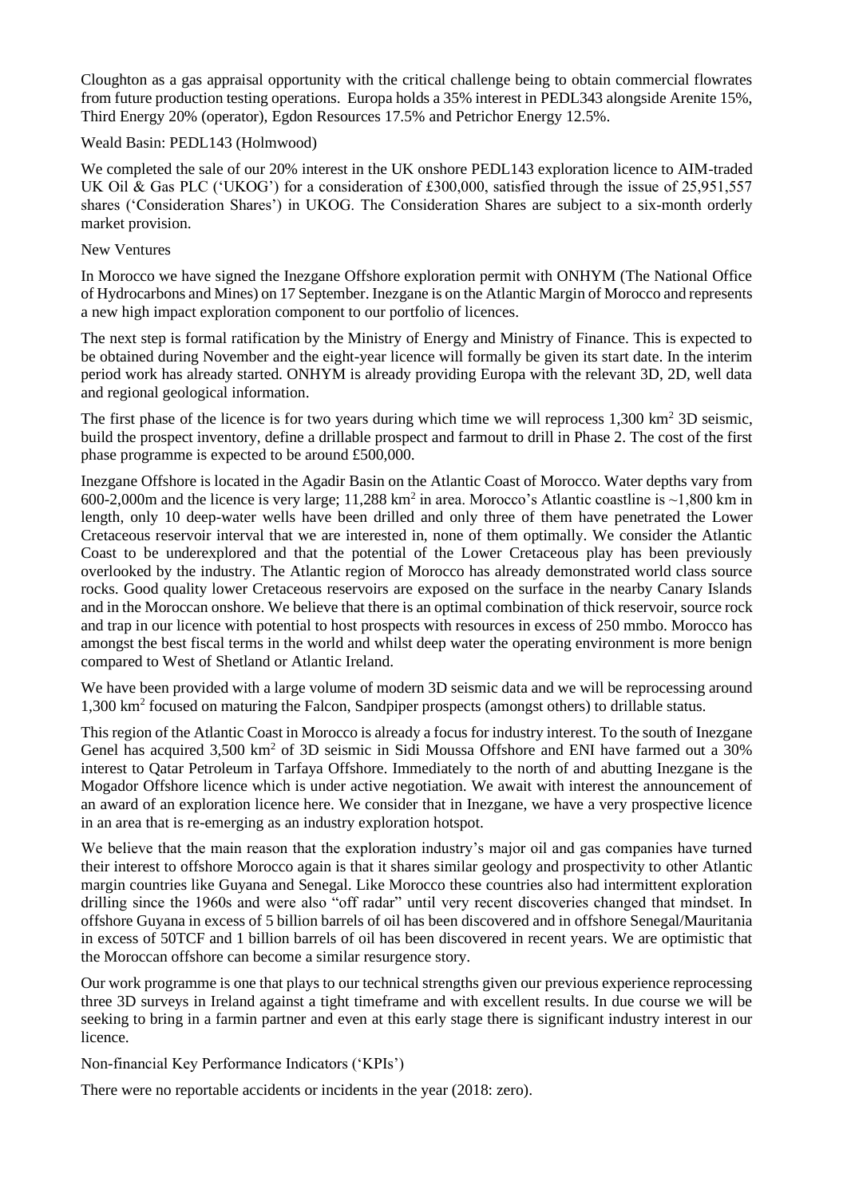Cloughton as a gas appraisal opportunity with the critical challenge being to obtain commercial flowrates from future production testing operations. Europa holds a 35% interest in PEDL343 alongside Arenite 15%, Third Energy 20% (operator), Egdon Resources 17.5% and Petrichor Energy 12.5%.

Weald Basin: PEDL143 (Holmwood)

We completed the sale of our 20% interest in the UK onshore PEDL143 exploration licence to AIM-traded UK Oil & Gas PLC ('UKOG') for a consideration of £300,000, satisfied through the issue of 25,951,557 shares ('Consideration Shares') in UKOG. The Consideration Shares are subject to a six-month orderly market provision.

New Ventures

In Morocco we have signed the Inezgane Offshore exploration permit with ONHYM (The National Office of Hydrocarbons and Mines) on 17 September. Inezgane is on the Atlantic Margin of Morocco and represents a new high impact exploration component to our portfolio of licences.

The next step is formal ratification by the Ministry of Energy and Ministry of Finance. This is expected to be obtained during November and the eight-year licence will formally be given its start date. In the interim period work has already started. ONHYM is already providing Europa with the relevant 3D, 2D, well data and regional geological information.

The first phase of the licence is for two years during which time we will reprocess 1,300 km$^2$ 3D seismic, build the prospect inventory, define a drillable prospect and farmout to drill in Phase 2. The cost of the first phase programme is expected to be around £500,000.

Inezgane Offshore is located in the Agadir Basin on the Atlantic Coast of Morocco. Water depths vary from 600-2,000m and the licence is very large; 11,288 km$^2$ in area. Morocco's Atlantic coastline is ~1,800 km in length, only 10 deep-water wells have been drilled and only three of them have penetrated the Lower Cretaceous reservoir interval that we are interested in, none of them optimally. We consider the Atlantic Coast to be underexplored and that the potential of the Lower Cretaceous play has been previously overlooked by the industry. The Atlantic region of Morocco has already demonstrated world class source rocks. Good quality lower Cretaceous reservoirs are exposed on the surface in the nearby Canary Islands and in the Moroccan onshore. We believe that there is an optimal combination of thick reservoir, source rock and trap in our licence with potential to host prospects with resources in excess of 250 mmbo. Morocco has amongst the best fiscal terms in the world and whilst deep water the operating environment is more benign compared to West of Shetland or Atlantic Ireland.

We have been provided with a large volume of modern 3D seismic data and we will be reprocessing around 1,300 km$^2$ focused on maturing the Falcon, Sandpiper prospects (amongst others) to drillable status.

This region of the Atlantic Coast in Morocco is already a focus for industry interest. To the south of Inezgane Genel has acquired 3,500 km$^2$ of 3D seismic in Sidi Moussa Offshore and ENI have farmed out a 30% interest to Qatar Petroleum in Tarfaya Offshore. Immediately to the north of and abutting Inezgane is the Mogador Offshore licence which is under active negotiation. We await with interest the announcement of an award of an exploration licence here. We consider that in Inezgane, we have a very prospective licence in an area that is re-emerging as an industry exploration hotspot.

We believe that the main reason that the exploration industry's major oil and gas companies have turned their interest to offshore Morocco again is that it shares similar geology and prospectivity to other Atlantic margin countries like Guyana and Senegal. Like Morocco these countries also had intermittent exploration drilling since the 1960s and were also "off radar" until very recent discoveries changed that mindset. In offshore Guyana in excess of 5 billion barrels of oil has been discovered and in offshore Senegal/Mauritania in excess of 50TCF and 1 billion barrels of oil has been discovered in recent years. We are optimistic that the Moroccan offshore can become a similar resurgence story.

Our work programme is one that plays to our technical strengths given our previous experience reprocessing three 3D surveys in Ireland against a tight timeframe and with excellent results. In due course we will be seeking to bring in a farmin partner and even at this early stage there is significant industry interest in our licence.

Non-financial Key Performance Indicators ('KPIs')

There were no reportable accidents or incidents in the year (2018: zero).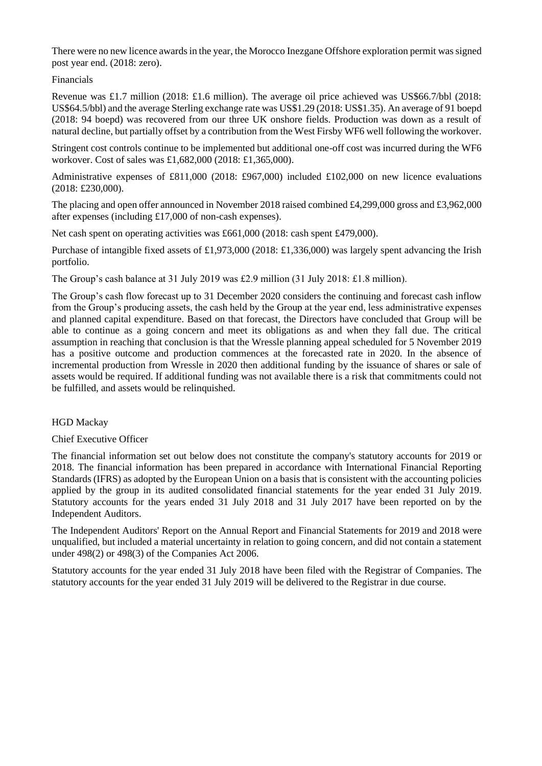There were no new licence awards in the year, the Morocco Inezgane Offshore exploration permit was signed post year end. (2018: zero).

Financials

Revenue was £1.7 million (2018: £1.6 million). The average oil price achieved was US$66.7/bbl (2018: US$64.5/bbl) and the average Sterling exchange rate was US$1.29 (2018: US$1.35). An average of 91 boepd (2018: 94 boepd) was recovered from our three UK onshore fields. Production was down as a result of natural decline, but partially offset by a contribution from the West Firsby WF6 well following the workover.

Stringent cost controls continue to be implemented but additional one-off cost was incurred during the WF6 workover. Cost of sales was £1,682,000 (2018: £1,365,000).

Administrative expenses of £811,000 (2018: £967,000) included £102,000 on new licence evaluations (2018: £230,000).

The placing and open offer announced in November 2018 raised combined £4,299,000 gross and £3,962,000 after expenses (including £17,000 of non-cash expenses).

Net cash spent on operating activities was £661,000 (2018: cash spent £479,000).

Purchase of intangible fixed assets of £1,973,000 (2018: £1,336,000) was largely spent advancing the Irish portfolio.

The Group's cash balance at 31 July 2019 was £2.9 million (31 July 2018: £1.8 million).

The Group's cash flow forecast up to 31 December 2020 considers the continuing and forecast cash inflow from the Group's producing assets, the cash held by the Group at the year end, less administrative expenses and planned capital expenditure. Based on that forecast, the Directors have concluded that Group will be able to continue as a going concern and meet its obligations as and when they fall due. The critical assumption in reaching that conclusion is that the Wressle planning appeal scheduled for 5 November 2019 has a positive outcome and production commences at the forecasted rate in 2020. In the absence of incremental production from Wressle in 2020 then additional funding by the issuance of shares or sale of assets would be required. If additional funding was not available there is a risk that commitments could not be fulfilled, and assets would be relinquished.

HGD Mackay

Chief Executive Officer

The financial information set out below does not constitute the company's statutory accounts for 2019 or 2018. The financial information has been prepared in accordance with International Financial Reporting Standards (IFRS) as adopted by the European Union on a basis that is consistent with the accounting policies applied by the group in its audited consolidated financial statements for the year ended 31 July 2019. Statutory accounts for the years ended 31 July 2018 and 31 July 2017 have been reported on by the Independent Auditors.

The Independent Auditors' Report on the Annual Report and Financial Statements for 2019 and 2018 were unqualified, but included a material uncertainty in relation to going concern, and did not contain a statement under 498(2) or 498(3) of the Companies Act 2006.

Statutory accounts for the year ended 31 July 2018 have been filed with the Registrar of Companies. The statutory accounts for the year ended 31 July 2019 will be delivered to the Registrar in due course.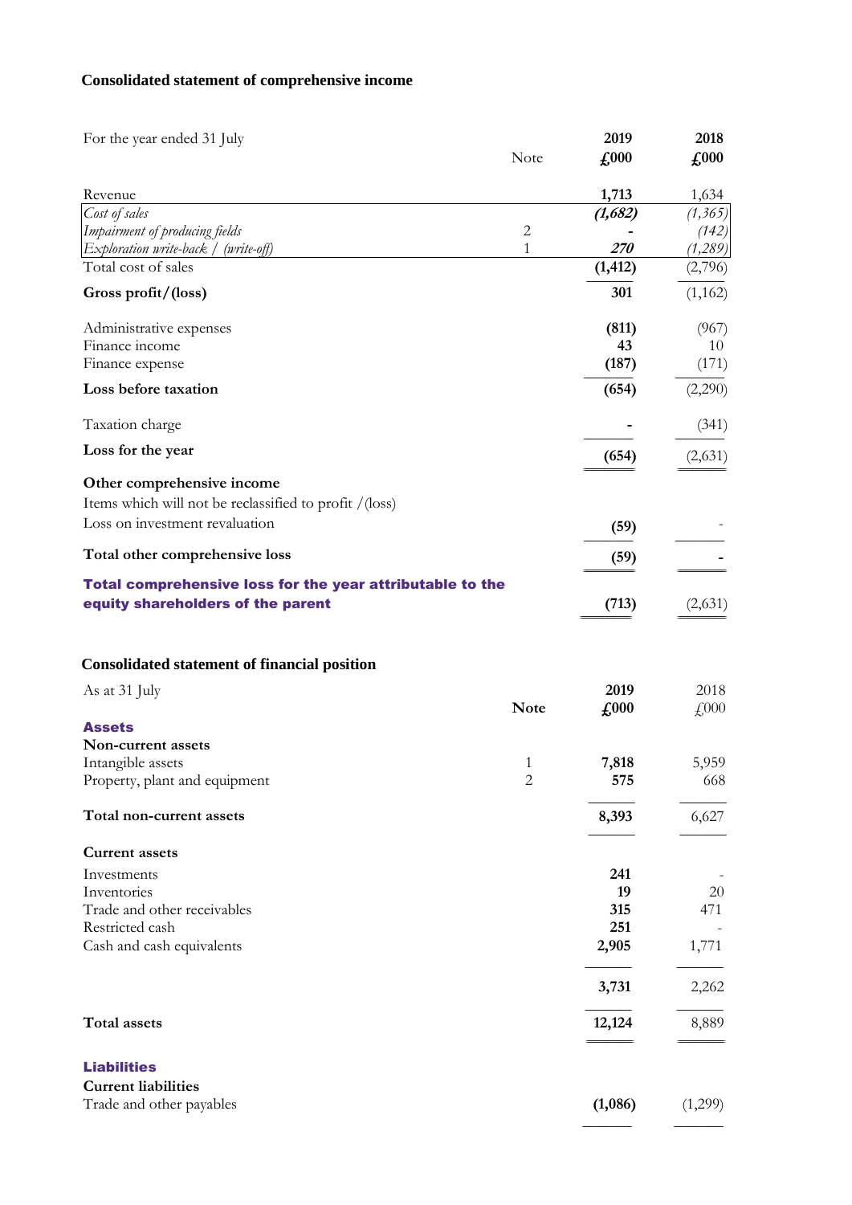## Consolidated statement of comprehensive income

| For the year ended 31 July | Note | 2019 £000 | 2018 £000 |
|---|---|---|---|
| Revenue | | **1,713** | 1,634 |
| *Cost of sales* | | ***(1,682)*** | *(1,365)* |
| *Impairment of producing fields* | 2 | **-** | *(142)* |
| *Exploration write-back / (write-off)* | 1 | ***270*** | *(1,289)* |
| Total cost of sales | | **(1,412)** | (2,796) |
| **Gross profit/(loss)** | | **301** | (1,162) |
| Administrative expenses | | **(811)** | (967) |
| Finance income | | **43** | 10 |
| Finance expense | | **(187)** | (171) |
| **Loss before taxation** | | **(654)** | (2,290) |
| Taxation charge | | **-** | (341) |
| **Loss for the year** | | **(654)** | (2,631) |
| **Other comprehensive income** | | | |
| Items which will not be reclassified to profit /(loss) | | | |
| Loss on investment revaluation | | **(59)** | - |
| **Total other comprehensive loss** | | **(59)** | **-** |
| **Total comprehensive loss for the year attributable to the equity shareholders of the parent** | | **(713)** | (2,631) |

## Consolidated statement of financial position

| As at 31 July | Note | 2019 £000 | 2018 £000 |
|---|---|---|---|
| **Assets** | | | |
| **Non-current assets** | | | |
| Intangible assets | 1 | **7,818** | 5,959 |
| Property, plant and equipment | 2 | **575** | 668 |
| **Total non-current assets** | | **8,393** | 6,627 |
| **Current assets** | | | |
| Investments | | **241** | - |
| Inventories | | **19** | 20 |
| Trade and other receivables | | **315** | 471 |
| Restricted cash | | **251** | - |
| Cash and cash equivalents | | **2,905** | 1,771 |
| | | **3,731** | 2,262 |
| **Total assets** | | **12,124** | 8,889 |
| **Liabilities** | | | |
| **Current liabilities** | | | |
| Trade and other payables | | **(1,086)** | (1,299) |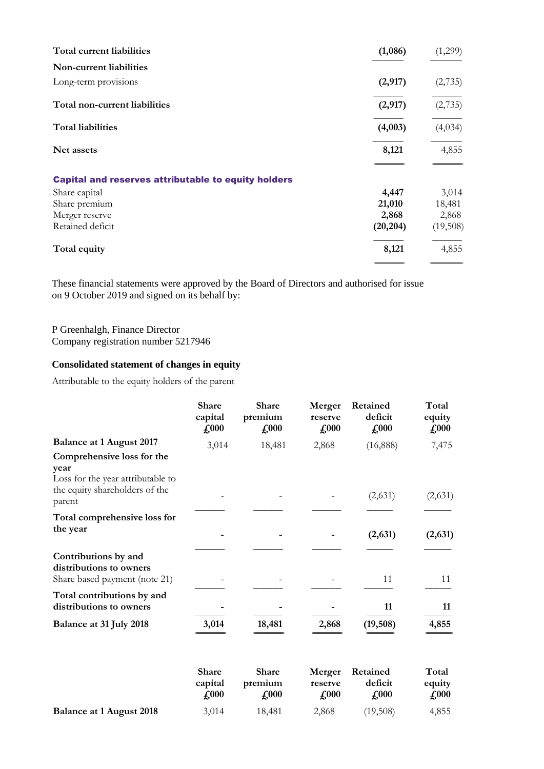| | | |
|---|---|---|
| **Total current liabilities** | **(1,086)** | (1,299) |
| **Non-current liabilities** | | |
| Long-term provisions | **(2,917)** | (2,735) |
| **Total non-current liabilities** | **(2,917)** | (2,735) |
| **Total liabilities** | **(4,003)** | (4,034) |
| **Net assets** | **8,121** | 4,855 |
| **Capital and reserves attributable to equity holders** | | |
| Share capital | **4,447** | 3,014 |
| Share premium | **21,010** | 18,481 |
| Merger reserve | **2,868** | 2,868 |
| Retained deficit | **(20,204)** | (19,508) |
| **Total equity** | **8,121** | 4,855 |

These financial statements were approved by the Board of Directors and authorised for issue on 9 October 2019 and signed on its behalf by:

P Greenhalgh, Finance Director
Company registration number 5217946

## Consolidated statement of changes in equity

Attributable to the equity holders of the parent

| | Share capital £000 | Share premium £000 | Merger reserve £000 | Retained deficit £000 | Total equity £000 |
|---|---|---|---|---|---|
| **Balance at 1 August 2017** | 3,014 | 18,481 | 2,868 | (16,888) | 7,475 |
| **Comprehensive loss for the year** | | | | | |
| Loss for the year attributable to the equity shareholders of the parent | - | - | - | (2,631) | (2,631) |
| **Total comprehensive loss for the year** | **-** | **-** | **-** | **(2,631)** | **(2,631)** |
| **Contributions by and distributions to owners** | | | | | |
| Share based payment (note 21) | - | - | - | 11 | 11 |
| **Total contributions by and distributions to owners** | **-** | **-** | **-** | **11** | **11** |
| **Balance at 31 July 2018** | **3,014** | **18,481** | **2,868** | **(19,508)** | **4,855** |

| | Share capital £000 | Share premium £000 | Merger reserve £000 | Retained deficit £000 | Total equity £000 |
|---|---|---|---|---|---|
| **Balance at 1 August 2018** | 3,014 | 18,481 | 2,868 | (19,508) | 4,855 |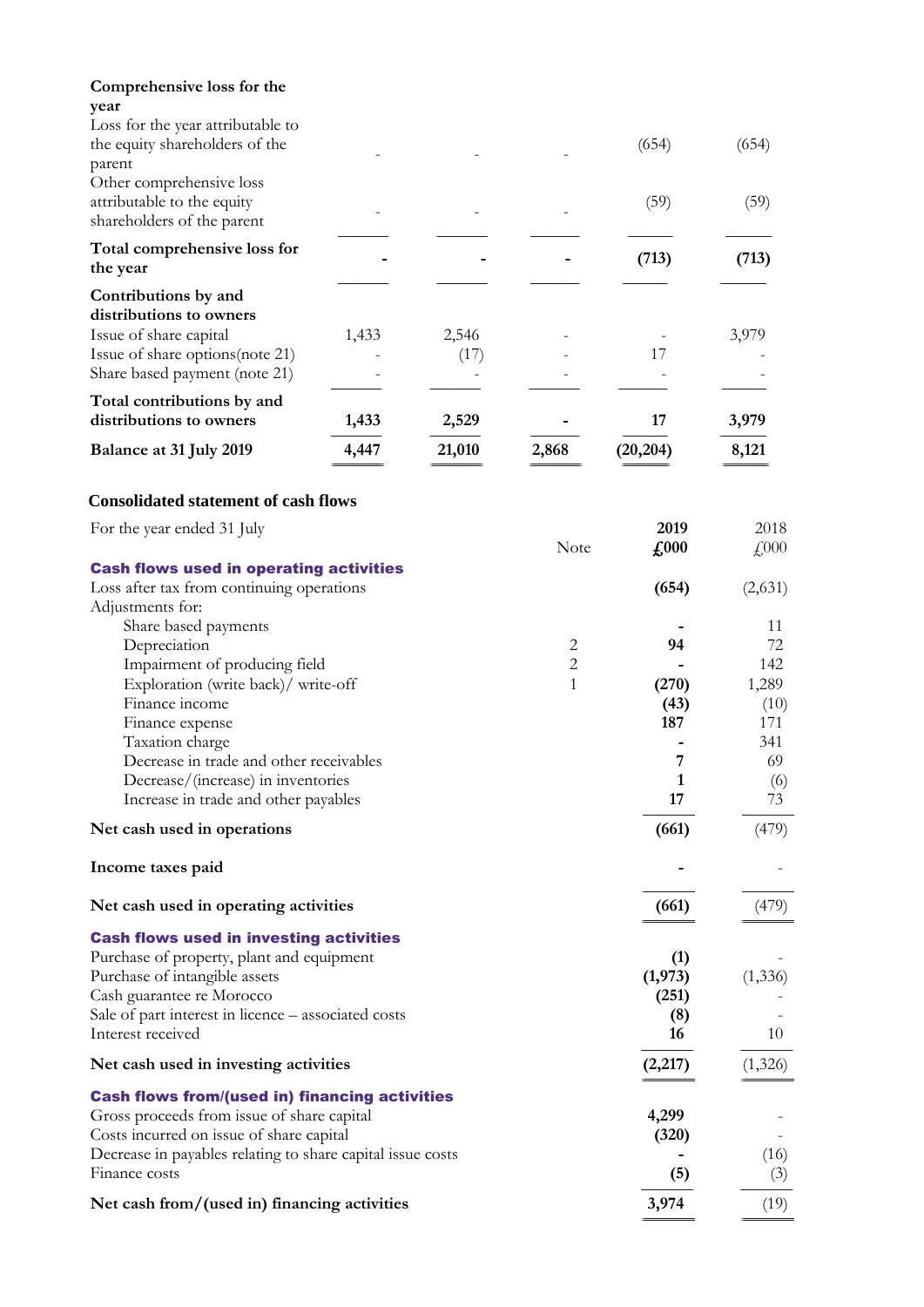| | | | | | |
|---|---|---|---|---|---|
| **Comprehensive loss for the year** | | | | | |
| Loss for the year attributable to the equity shareholders of the parent | - | - | - | (654) | (654) |
| Other comprehensive loss attributable to the equity shareholders of the parent | - | - | - | (59) | (59) |
| **Total comprehensive loss for the year** | **-** | **-** | **-** | **(713)** | **(713)** |
| **Contributions by and distributions to owners** | | | | | |
| Issue of share capital | 1,433 | 2,546 | - | - | 3,979 |
| Issue of share options(note 21) | - | (17) | - | 17 | - |
| Share based payment (note 21) | - | - | - | - | - |
| **Total contributions by and distributions to owners** | **1,433** | **2,529** | **-** | **17** | **3,979** |
| **Balance at 31 July 2019** | **4,447** | **21,010** | **2,868** | **(20,204)** | **8,121** |

## Consolidated statement of cash flows

| For the year ended 31 July | Note | **2019 £000** | 2018 £000 |
|---|---|---|---|
| **Cash flows used in operating activities** | | | |
| Loss after tax from continuing operations | | **(654)** | (2,631) |
| Adjustments for: | | | |
| Share based payments | | **-** | 11 |
| Depreciation | 2 | **94** | 72 |
| Impairment of producing field | 2 | **-** | 142 |
| Exploration (write back)/ write-off | 1 | **(270)** | 1,289 |
| Finance income | | **(43)** | (10) |
| Finance expense | | **187** | 171 |
| Taxation charge | | **-** | 341 |
| Decrease in trade and other receivables | | **7** | 69 |
| Decrease/(increase) in inventories | | **1** | (6) |
| Increase in trade and other payables | | **17** | 73 |
| **Net cash used in operations** | | **(661)** | (479) |
| **Income taxes paid** | | **-** | - |
| **Net cash used in operating activities** | | **(661)** | (479) |
| **Cash flows used in investing activities** | | | |
| Purchase of property, plant and equipment | | **(1)** | - |
| Purchase of intangible assets | | **(1,973)** | (1,336) |
| Cash guarantee re Morocco | | **(251)** | - |
| Sale of part interest in licence – associated costs | | **(8)** | - |
| Interest received | | **16** | 10 |
| **Net cash used in investing activities** | | **(2,217)** | (1,326) |
| **Cash flows from/(used in) financing activities** | | | |
| Gross proceeds from issue of share capital | | **4,299** | - |
| Costs incurred on issue of share capital | | **(320)** | - |
| Decrease in payables relating to share capital issue costs | | **-** | (16) |
| Finance costs | | **(5)** | (3) |
| **Net cash from/(used in) financing activities** | | **3,974** | (19) |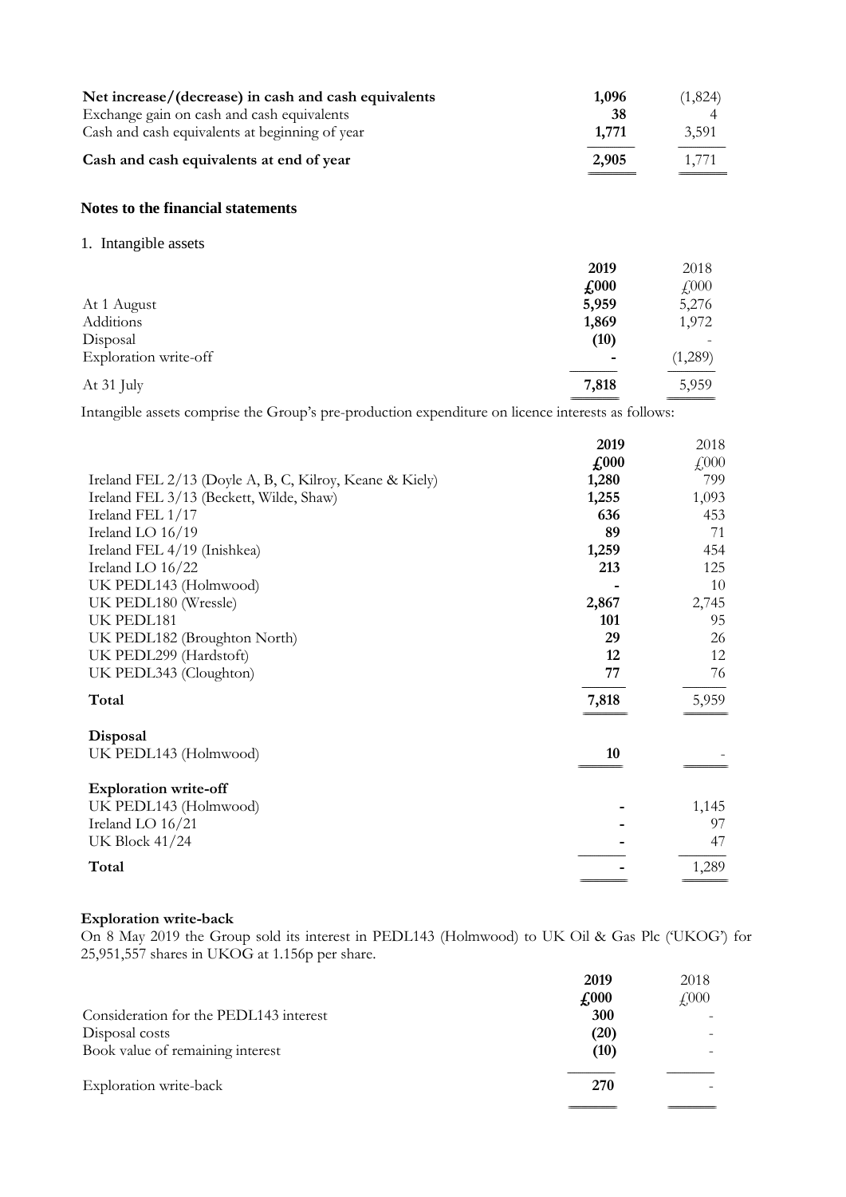| | 2019 | 2018 |
|---|---|---|
| **Net increase/(decrease) in cash and cash equivalents** | **1,096** | (1,824) |
| Exchange gain on cash and cash equivalents | **38** | 4 |
| Cash and cash equivalents at beginning of year | **1,771** | 3,591 |
| **Cash and cash equivalents at end of year** | **2,905** | 1,771 |

## Notes to the financial statements

### 1. Intangible assets

| | 2019 £000 | 2018 £000 |
|---|---|---|
| At 1 August | **5,959** | 5,276 |
| Additions | **1,869** | 1,972 |
| Disposal | **(10)** | - |
| Exploration write-off | **-** | (1,289) |
| At 31 July | **7,818** | 5,959 |

Intangible assets comprise the Group's pre-production expenditure on licence interests as follows:

| | 2019 £000 | 2018 £000 |
|---|---|---|
| Ireland FEL 2/13 (Doyle A, B, C, Kilroy, Keane & Kiely) | **1,280** | 799 |
| Ireland FEL 3/13 (Beckett, Wilde, Shaw) | **1,255** | 1,093 |
| Ireland FEL 1/17 | **636** | 453 |
| Ireland LO 16/19 | **89** | 71 |
| Ireland FEL 4/19 (Inishkea) | **1,259** | 454 |
| Ireland LO 16/22 | **213** | 125 |
| UK PEDL143 (Holmwood) | **-** | 10 |
| UK PEDL180 (Wressle) | **2,867** | 2,745 |
| UK PEDL181 | **101** | 95 |
| UK PEDL182 (Broughton North) | **29** | 26 |
| UK PEDL299 (Hardstoft) | **12** | 12 |
| UK PEDL343 (Cloughton) | **77** | 76 |
| **Total** | **7,818** | 5,959 |
| **Disposal** | | |
| UK PEDL143 (Holmwood) | **10** | - |
| **Exploration write-off** | | |
| UK PEDL143 (Holmwood) | **-** | 1,145 |
| Ireland LO 16/21 | **-** | 97 |
| UK Block 41/24 | **-** | 47 |
| **Total** | **-** | 1,289 |

**Exploration write-back**

On 8 May 2019 the Group sold its interest in PEDL143 (Holmwood) to UK Oil & Gas Plc ('UKOG') for 25,951,557 shares in UKOG at 1.156p per share.

| | 2019 £000 | 2018 £000 |
|---|---|---|
| Consideration for the PEDL143 interest | **300** | - |
| Disposal costs | **(20)** | - |
| Book value of remaining interest | **(10)** | - |
| Exploration write-back | **270** | - |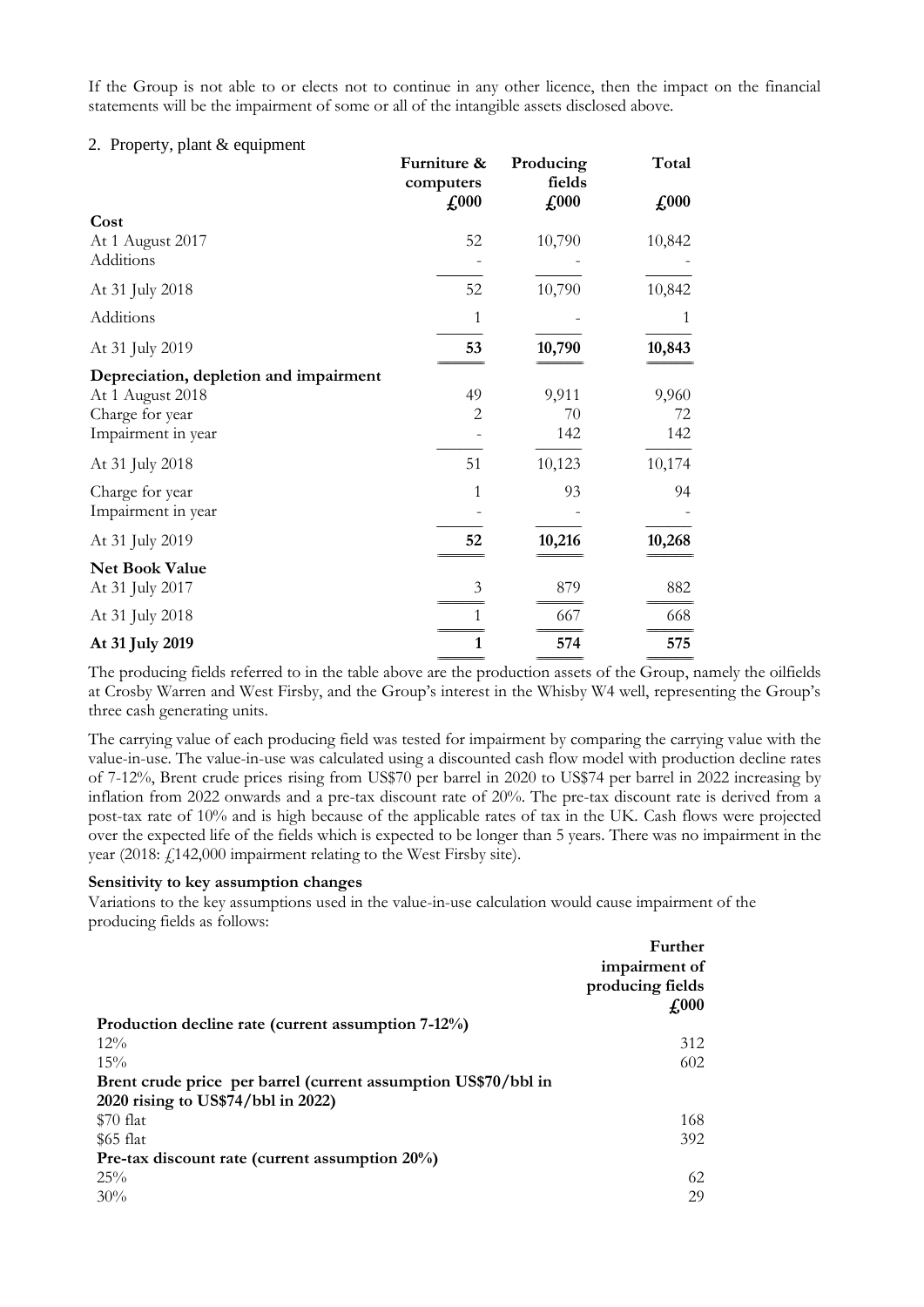If the Group is not able to or elects not to continue in any other licence, then the impact on the financial statements will be the impairment of some or all of the intangible assets disclosed above.

## 2. Property, plant & equipment

| | Furniture & computers | Producing fields | Total |
|---|---|---|---|
| | £000 | £000 | £000 |
| **Cost** | | | |
| At 1 August 2017 | 52 | 10,790 | 10,842 |
| Additions | - | - | - |
| At 31 July 2018 | 52 | 10,790 | 10,842 |
| Additions | 1 | - | 1 |
| At 31 July 2019 | **53** | **10,790** | **10,843** |
| **Depreciation, depletion and impairment** | | | |
| At 1 August 2018 | 49 | 9,911 | 9,960 |
| Charge for year | 2 | 70 | 72 |
| Impairment in year | - | 142 | 142 |
| At 31 July 2018 | 51 | 10,123 | 10,174 |
| Charge for year | 1 | 93 | 94 |
| Impairment in year | - | - | - |
| At 31 July 2019 | **52** | **10,216** | **10,268** |
| **Net Book Value** | | | |
| At 31 July 2017 | 3 | 879 | 882 |
| At 31 July 2018 | 1 | 667 | 668 |
| **At 31 July 2019** | **1** | **574** | **575** |

The producing fields referred to in the table above are the production assets of the Group, namely the oilfields at Crosby Warren and West Firsby, and the Group's interest in the Whisby W4 well, representing the Group's three cash generating units.

The carrying value of each producing field was tested for impairment by comparing the carrying value with the value-in-use. The value-in-use was calculated using a discounted cash flow model with production decline rates of 7-12%, Brent crude prices rising from US$70 per barrel in 2020 to US$74 per barrel in 2022 increasing by inflation from 2022 onwards and a pre-tax discount rate of 20%. The pre-tax discount rate is derived from a post-tax rate of 10% and is high because of the applicable rates of tax in the UK. Cash flows were projected over the expected life of the fields which is expected to be longer than 5 years. There was no impairment in the year (2018: £142,000 impairment relating to the West Firsby site).

**Sensitivity to key assumption changes**

Variations to the key assumptions used in the value-in-use calculation would cause impairment of the producing fields as follows:

| | Further impairment of producing fields £000 |
|---|---|
| **Production decline rate (current assumption 7-12%)** | |
| 12% | 312 |
| 15% | 602 |
| **Brent crude price per barrel (current assumption US$70/bbl in 2020 rising to US$74/bbl in 2022)** | |
| $70 flat | 168 |
| $65 flat | 392 |
| **Pre-tax discount rate (current assumption 20%)** | |
| 25% | 62 |
| 30% | 29 |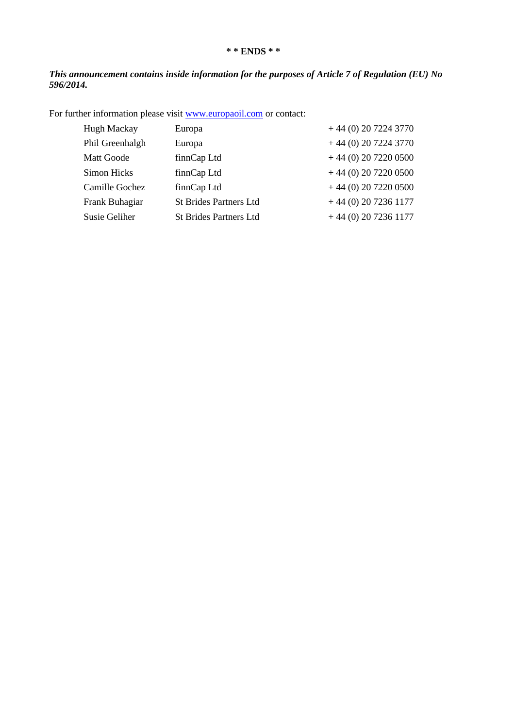**\* \* ENDS \* \***

***This announcement contains inside information for the purposes of Article 7 of Regulation (EU) No 596/2014.***

For further information please visit [www.europaoil.com](http://www.europaoil.com) or contact:

| | | |
|---|---|---|
| Hugh Mackay | Europa | + 44 (0) 20 7224 3770 |
| Phil Greenhalgh | Europa | + 44 (0) 20 7224 3770 |
| Matt Goode | finnCap Ltd | + 44 (0) 20 7220 0500 |
| Simon Hicks | finnCap Ltd | + 44 (0) 20 7220 0500 |
| Camille Gochez | finnCap Ltd | + 44 (0) 20 7220 0500 |
| Frank Buhagiar | St Brides Partners Ltd | + 44 (0) 20 7236 1177 |
| Susie Geliher | St Brides Partners Ltd | + 44 (0) 20 7236 1177 |